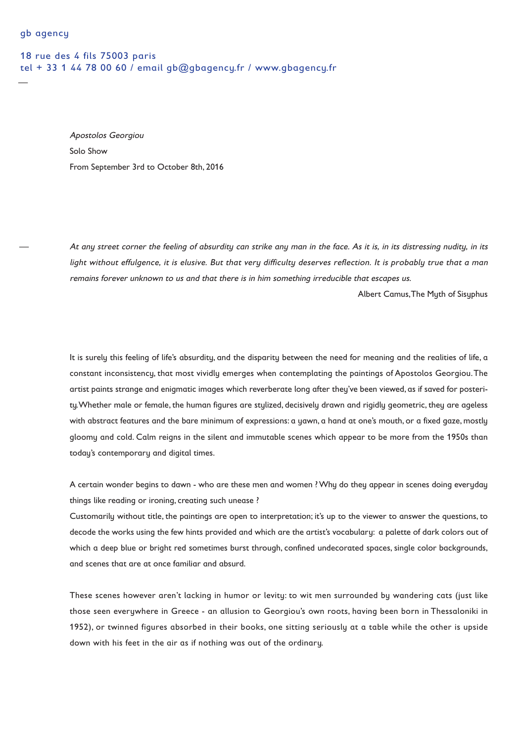gb agency

18 rue des 4 fils 75003 paris
tel + 33 1 44 78 00 60 / email gb@gbagency.fr / www.gbagency.fr

*Apostolos Georgiou*
Solo Show
From September 3rd to October 8th, 2016

*At any street corner the feeling of absurdity can strike any man in the face. As it is, in its distressing nudity, in its light without effulgence, it is elusive. But that very difficulty deserves reflection. It is probably true that a man remains forever unknown to us and that there is in him something irreducible that escapes us.*

Albert Camus, The Myth of Sisyphus

It is surely this feeling of life's absurdity, and the disparity between the need for meaning and the realities of life, a constant inconsistency, that most vividly emerges when contemplating the paintings of Apostolos Georgiou. The artist paints strange and enigmatic images which reverberate long after they've been viewed, as if saved for posterity. Whether male or female, the human figures are stylized, decisively drawn and rigidly geometric, they are ageless with abstract features and the bare minimum of expressions: a yawn, a hand at one's mouth, or a fixed gaze, mostly gloomy and cold. Calm reigns in the silent and immutable scenes which appear to be more from the 1950s than today's contemporary and digital times.

A certain wonder begins to dawn - who are these men and women ? Why do they appear in scenes doing everyday things like reading or ironing, creating such unease ?
Customarily without title, the paintings are open to interpretation; it's up to the viewer to answer the questions, to decode the works using the few hints provided and which are the artist's vocabulary: a palette of dark colors out of which a deep blue or bright red sometimes burst through, confined undecorated spaces, single color backgrounds, and scenes that are at once familiar and absurd.

These scenes however aren't lacking in humor or levity: to wit men surrounded by wandering cats (just like those seen everywhere in Greece - an allusion to Georgiou's own roots, having been born in Thessaloniki in 1952), or twinned figures absorbed in their books, one sitting seriously at a table while the other is upside down with his feet in the air as if nothing was out of the ordinary.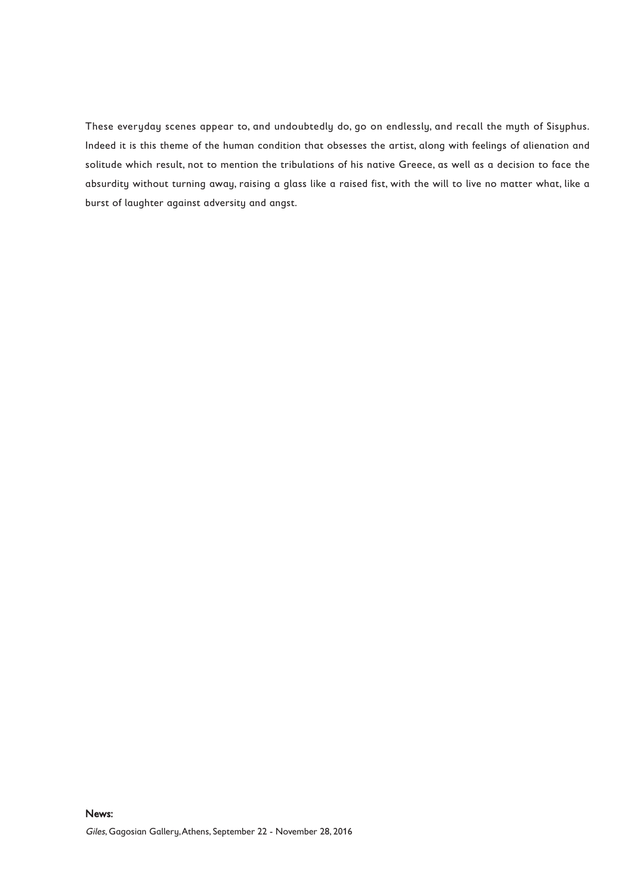These everyday scenes appear to, and undoubtedly do, go on endlessly, and recall the myth of Sisyphus. Indeed it is this theme of the human condition that obsesses the artist, along with feelings of alienation and solitude which result, not to mention the tribulations of his native Greece, as well as a decision to face the absurdity without turning away, raising a glass like a raised fist, with the will to live no matter what, like a burst of laughter against adversity and angst.

**News:**

*Giles*, Gagosian Gallery, Athens, September 22 - November 28, 2016